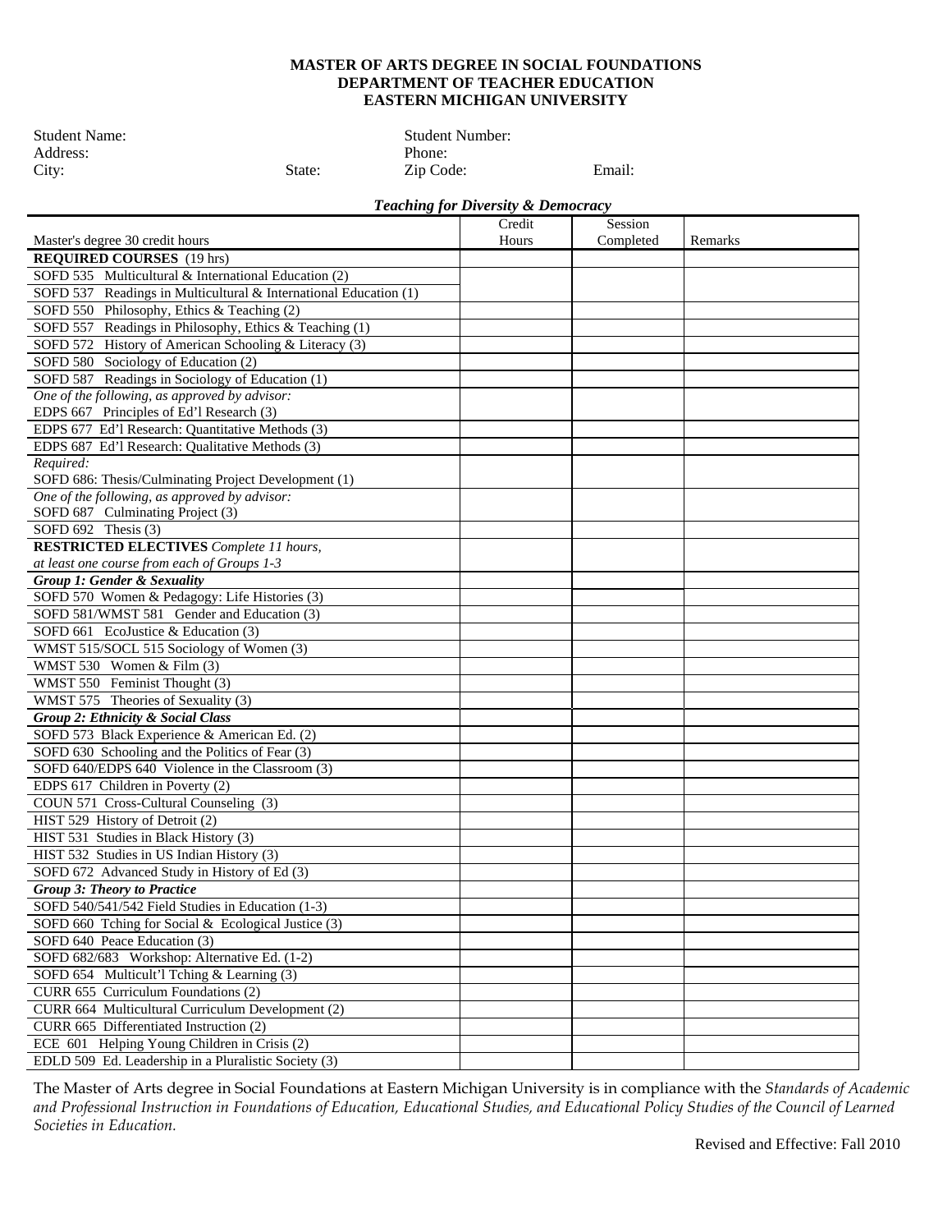# MASTER OF ARTS DEGREE IN SOCIAL FOUNDATIONS
## DEPARTMENT OF TEACHER EDUCATION
## EASTERN MICHIGAN UNIVERSITY

Student Name: Student Number:
Address: Phone:
City: State: Zip Code: Email:

***Teaching for Diversity & Democracy***

| Master's degree 30 credit hours | Credit Hours | Session Completed | Remarks |
|---|---|---|---|
| **REQUIRED COURSES** (19 hrs) | | | |
| SOFD 535 Multicultural & International Education (2) | | | |
| SOFD 537 Readings in Multicultural & International Education (1) | | | |
| SOFD 550 Philosophy, Ethics & Teaching (2) | | | |
| SOFD 557 Readings in Philosophy, Ethics & Teaching (1) | | | |
| SOFD 572 History of American Schooling & Literacy (3) | | | |
| SOFD 580 Sociology of Education (2) | | | |
| SOFD 587 Readings in Sociology of Education (1) | | | |
| *One of the following, as approved by advisor:* EDPS 667 Principles of Ed'l Research (3) | | | |
| EDPS 677 Ed'l Research: Quantitative Methods (3) | | | |
| EDPS 687 Ed'l Research: Qualitative Methods (3) | | | |
| *Required:* SOFD 686: Thesis/Culminating Project Development (1) | | | |
| *One of the following, as approved by advisor:* SOFD 687 Culminating Project (3) | | | |
| SOFD 692 Thesis (3) | | | |
| **RESTRICTED ELECTIVES** *Complete 11 hours, at least one course from each of Groups 1-3* | | | |
| ***Group 1: Gender & Sexuality*** | | | |
| SOFD 570 Women & Pedagogy: Life Histories (3) | | | |
| SOFD 581/WMST 581 Gender and Education (3) | | | |
| SOFD 661 EcoJustice & Education (3) | | | |
| WMST 515/SOCL 515 Sociology of Women (3) | | | |
| WMST 530 Women & Film (3) | | | |
| WMST 550 Feminist Thought (3) | | | |
| WMST 575 Theories of Sexuality (3) | | | |
| ***Group 2: Ethnicity & Social Class*** | | | |
| SOFD 573 Black Experience & American Ed. (2) | | | |
| SOFD 630 Schooling and the Politics of Fear (3) | | | |
| SOFD 640/EDPS 640 Violence in the Classroom (3) | | | |
| EDPS 617 Children in Poverty (2) | | | |
| COUN 571 Cross-Cultural Counseling (3) | | | |
| HIST 529 History of Detroit (2) | | | |
| HIST 531 Studies in Black History (3) | | | |
| HIST 532 Studies in US Indian History (3) | | | |
| SOFD 672 Advanced Study in History of Ed (3) | | | |
| ***Group 3: Theory to Practice*** | | | |
| SOFD 540/541/542 Field Studies in Education (1-3) | | | |
| SOFD 660 Tching for Social & Ecological Justice (3) | | | |
| SOFD 640 Peace Education (3) | | | |
| SOFD 682/683 Workshop: Alternative Ed. (1-2) | | | |
| SOFD 654 Multicult'l Tching & Learning (3) | | | |
| CURR 655 Curriculum Foundations (2) | | | |
| CURR 664 Multicultural Curriculum Development (2) | | | |
| CURR 665 Differentiated Instruction (2) | | | |
| ECE 601 Helping Young Children in Crisis (2) | | | |
| EDLD 509 Ed. Leadership in a Pluralistic Society (3) | | | |

The Master of Arts degree in Social Foundations at Eastern Michigan University is in compliance with the *Standards of Academic and Professional Instruction in Foundations of Education, Educational Studies, and Educational Policy Studies of the Council of Learned Societies in Education.*

Revised and Effective: Fall 2010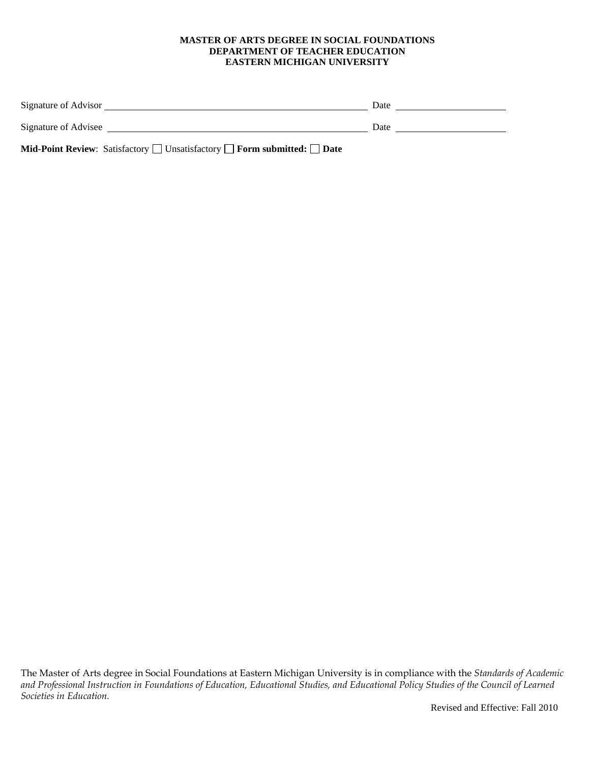**MASTER OF ARTS DEGREE IN SOCIAL FOUNDATIONS**
**DEPARTMENT OF TEACHER EDUCATION**
**EASTERN MICHIGAN UNIVERSITY**

Signature of Advisor ______________________________________________ Date ____________________

Signature of Advisee ______________________________________________ Date ____________________

**Mid-Point Review**: Satisfactory ☐ Unsatisfactory ☐ **Form submitted:** ☐ **Date**

The Master of Arts degree in Social Foundations at Eastern Michigan University is in compliance with the *Standards of Academic and Professional Instruction in Foundations of Education, Educational Studies, and Educational Policy Studies of the Council of Learned Societies in Education.*

Revised and Effective: Fall 2010